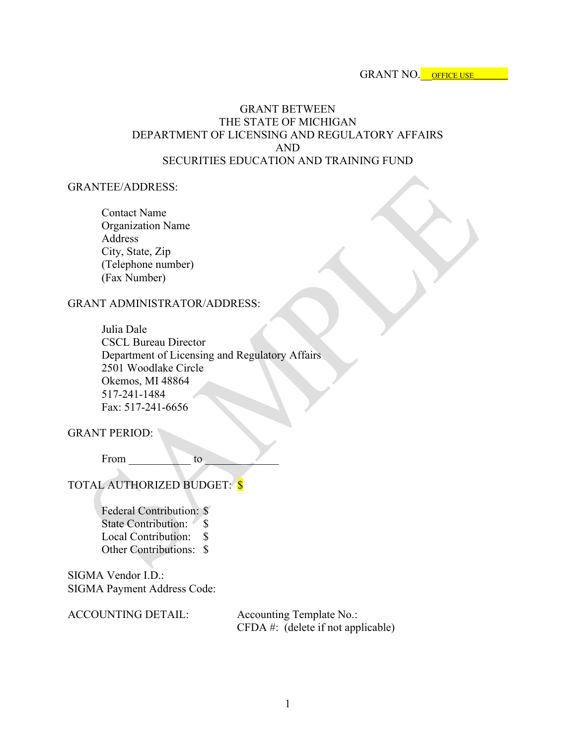GRANT NO.\_\_OFFICE USE\_\_\_\_\_\_\_\_

# GRANT BETWEEN THE STATE OF MICHIGAN DEPARTMENT OF LICENSING AND REGULATORY AFFAIRS AND SECURITIES EDUCATION AND TRAINING FUND

GRANTEE/ADDRESS:

Contact Name
Organization Name
Address
City, State, Zip
(Telephone number)
(Fax Number)

GRANT ADMINISTRATOR/ADDRESS:

Julia Dale
CSCL Bureau Director
Department of Licensing and Regulatory Affairs
2501 Woodlake Circle
Okemos, MI 48864
517-241-1484
Fax: 517-241-6656

GRANT PERIOD:

From \_\_\_\_\_\_\_\_\_\_\_ to \_\_\_\_\_\_\_\_\_\_\_\_\_

TOTAL AUTHORIZED BUDGET: $

Federal Contribution: $
State Contribution: $
Local Contribution: $
Other Contributions: $

SIGMA Vendor I.D.:
SIGMA Payment Address Code:

ACCOUNTING DETAIL: Accounting Template No.:
CFDA #: (delete if not applicable)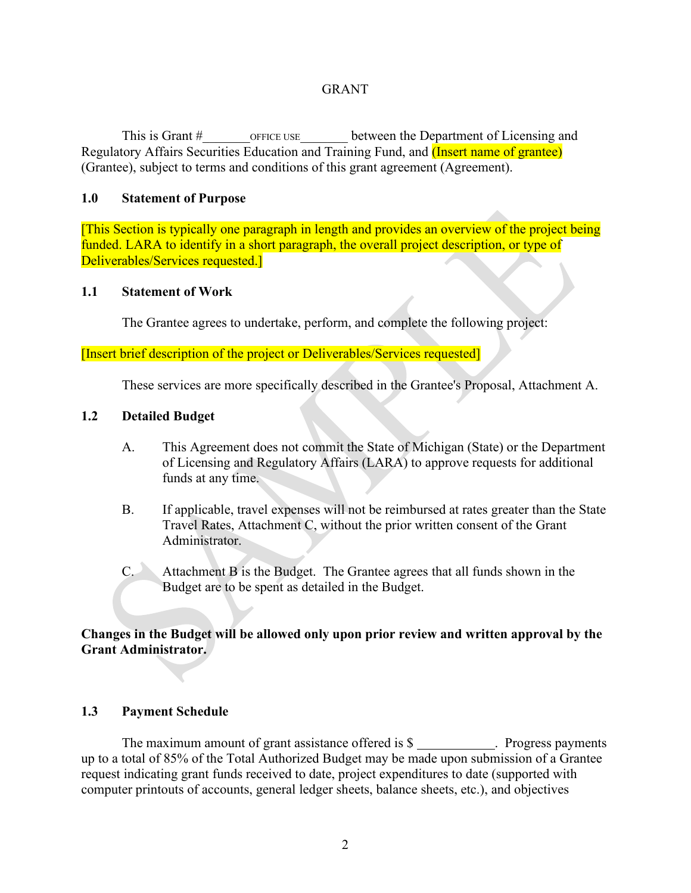GRANT

This is Grant #_______OFFICE USE_______ between the Department of Licensing and Regulatory Affairs Securities Education and Training Fund, and (Insert name of grantee) (Grantee), subject to terms and conditions of this grant agreement (Agreement).

**1.0 Statement of Purpose**

[This Section is typically one paragraph in length and provides an overview of the project being funded. LARA to identify in a short paragraph, the overall project description, or type of Deliverables/Services requested.]

**1.1 Statement of Work**

The Grantee agrees to undertake, perform, and complete the following project:

[Insert brief description of the project or Deliverables/Services requested]

These services are more specifically described in the Grantee's Proposal, Attachment A.

**1.2 Detailed Budget**

A. This Agreement does not commit the State of Michigan (State) or the Department of Licensing and Regulatory Affairs (LARA) to approve requests for additional funds at any time.

B. If applicable, travel expenses will not be reimbursed at rates greater than the State Travel Rates, Attachment C, without the prior written consent of the Grant Administrator.

C. Attachment B is the Budget. The Grantee agrees that all funds shown in the Budget are to be spent as detailed in the Budget.

**Changes in the Budget will be allowed only upon prior review and written approval by the Grant Administrator.**

**1.3 Payment Schedule**

The maximum amount of grant assistance offered is $ ___________. Progress payments up to a total of 85% of the Total Authorized Budget may be made upon submission of a Grantee request indicating grant funds received to date, project expenditures to date (supported with computer printouts of accounts, general ledger sheets, balance sheets, etc.), and objectives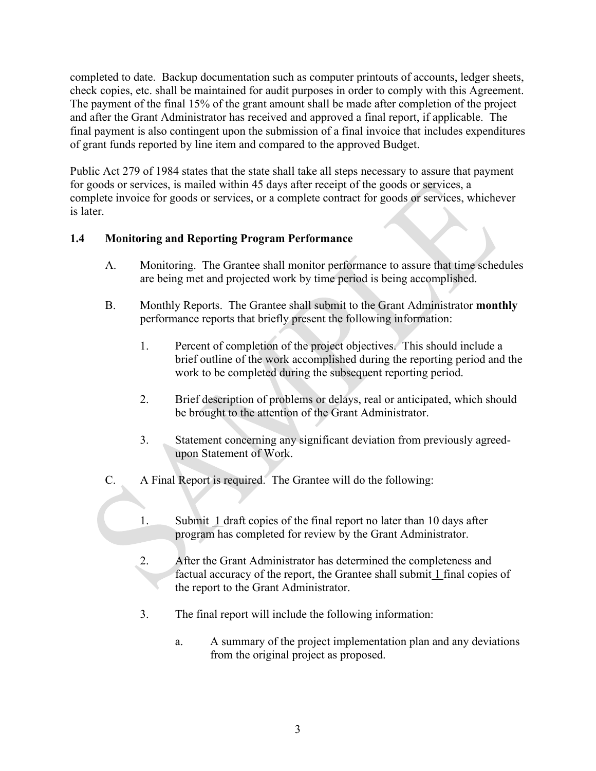completed to date. Backup documentation such as computer printouts of accounts, ledger sheets, check copies, etc. shall be maintained for audit purposes in order to comply with this Agreement. The payment of the final 15% of the grant amount shall be made after completion of the project and after the Grant Administrator has received and approved a final report, if applicable. The final payment is also contingent upon the submission of a final invoice that includes expenditures of grant funds reported by line item and compared to the approved Budget.

Public Act 279 of 1984 states that the state shall take all steps necessary to assure that payment for goods or services, is mailed within 45 days after receipt of the goods or services, a complete invoice for goods or services, or a complete contract for goods or services, whichever is later.

## 1.4 Monitoring and Reporting Program Performance

A. Monitoring. The Grantee shall monitor performance to assure that time schedules are being met and projected work by time period is being accomplished.

B. Monthly Reports. The Grantee shall submit to the Grant Administrator **monthly** performance reports that briefly present the following information:

1. Percent of completion of the project objectives. This should include a brief outline of the work accomplished during the reporting period and the work to be completed during the subsequent reporting period.

2. Brief description of problems or delays, real or anticipated, which should be brought to the attention of the Grant Administrator.

3. Statement concerning any significant deviation from previously agreed-upon Statement of Work.

C. A Final Report is required. The Grantee will do the following:

1. Submit 1 draft copies of the final report no later than 10 days after program has completed for review by the Grant Administrator.

2. After the Grant Administrator has determined the completeness and factual accuracy of the report, the Grantee shall submit 1 final copies of the report to the Grant Administrator.

3. The final report will include the following information:

   a. A summary of the project implementation plan and any deviations from the original project as proposed.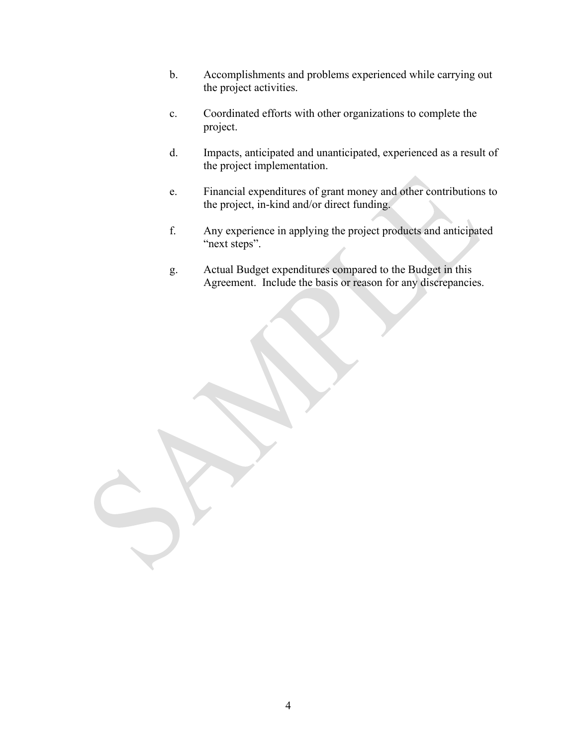b. Accomplishments and problems experienced while carrying out the project activities.

c. Coordinated efforts with other organizations to complete the project.

d. Impacts, anticipated and unanticipated, experienced as a result of the project implementation.

e. Financial expenditures of grant money and other contributions to the project, in-kind and/or direct funding.

f. Any experience in applying the project products and anticipated "next steps".

g. Actual Budget expenditures compared to the Budget in this Agreement. Include the basis or reason for any discrepancies.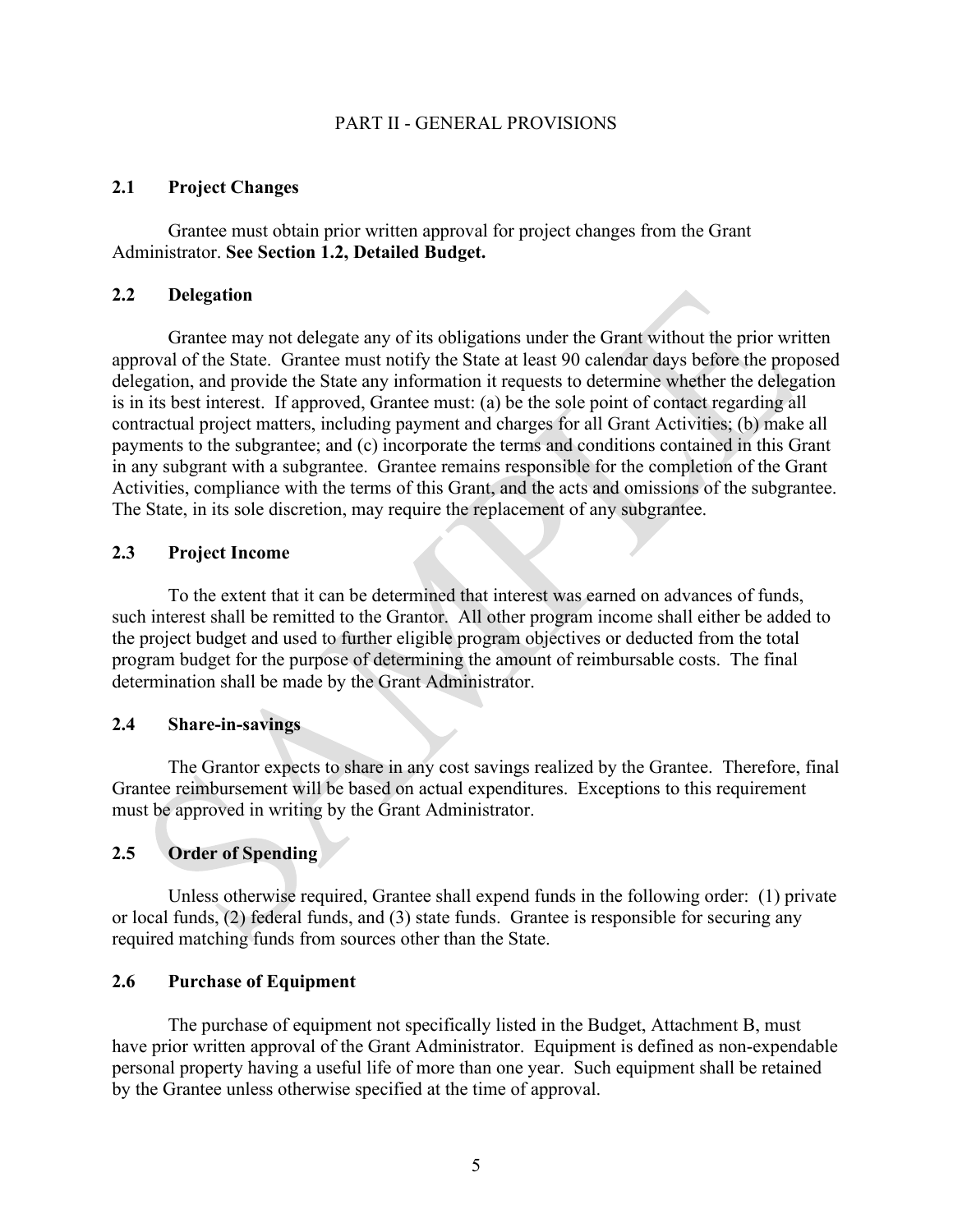# PART II - GENERAL PROVISIONS

## 2.1 Project Changes

Grantee must obtain prior written approval for project changes from the Grant Administrator. **See Section 1.2, Detailed Budget.**

## 2.2 Delegation

Grantee may not delegate any of its obligations under the Grant without the prior written approval of the State. Grantee must notify the State at least 90 calendar days before the proposed delegation, and provide the State any information it requests to determine whether the delegation is in its best interest. If approved, Grantee must: (a) be the sole point of contact regarding all contractual project matters, including payment and charges for all Grant Activities; (b) make all payments to the subgrantee; and (c) incorporate the terms and conditions contained in this Grant in any subgrant with a subgrantee. Grantee remains responsible for the completion of the Grant Activities, compliance with the terms of this Grant, and the acts and omissions of the subgrantee. The State, in its sole discretion, may require the replacement of any subgrantee.

## 2.3 Project Income

To the extent that it can be determined that interest was earned on advances of funds, such interest shall be remitted to the Grantor. All other program income shall either be added to the project budget and used to further eligible program objectives or deducted from the total program budget for the purpose of determining the amount of reimbursable costs. The final determination shall be made by the Grant Administrator.

## 2.4 Share-in-savings

The Grantor expects to share in any cost savings realized by the Grantee. Therefore, final Grantee reimbursement will be based on actual expenditures. Exceptions to this requirement must be approved in writing by the Grant Administrator.

## 2.5 Order of Spending

Unless otherwise required, Grantee shall expend funds in the following order: (1) private or local funds, (2) federal funds, and (3) state funds. Grantee is responsible for securing any required matching funds from sources other than the State.

## 2.6 Purchase of Equipment

The purchase of equipment not specifically listed in the Budget, Attachment B, must have prior written approval of the Grant Administrator. Equipment is defined as non-expendable personal property having a useful life of more than one year. Such equipment shall be retained by the Grantee unless otherwise specified at the time of approval.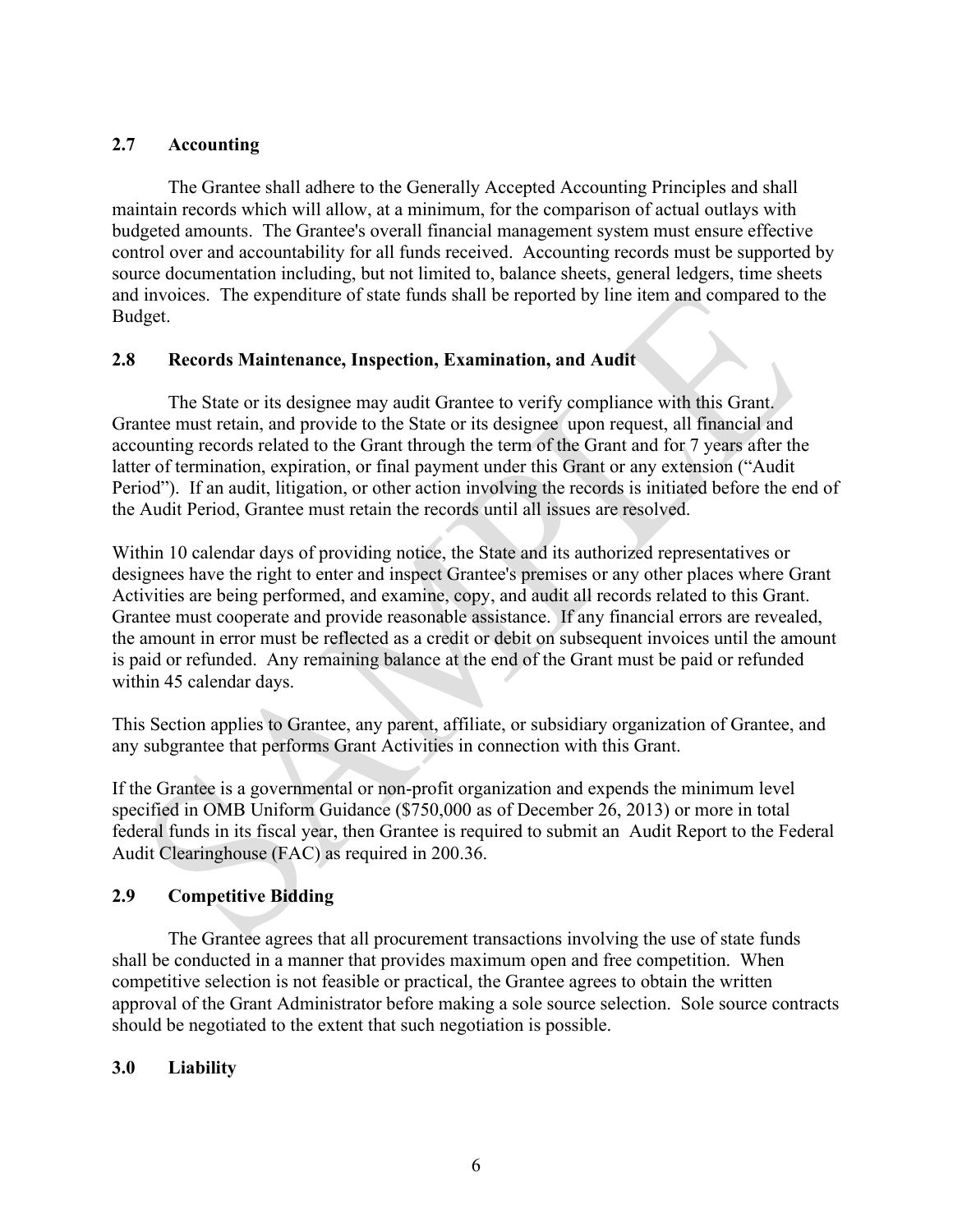## 2.7 Accounting

The Grantee shall adhere to the Generally Accepted Accounting Principles and shall maintain records which will allow, at a minimum, for the comparison of actual outlays with budgeted amounts. The Grantee's overall financial management system must ensure effective control over and accountability for all funds received. Accounting records must be supported by source documentation including, but not limited to, balance sheets, general ledgers, time sheets and invoices. The expenditure of state funds shall be reported by line item and compared to the Budget.

## 2.8 Records Maintenance, Inspection, Examination, and Audit

The State or its designee may audit Grantee to verify compliance with this Grant. Grantee must retain, and provide to the State or its designee upon request, all financial and accounting records related to the Grant through the term of the Grant and for 7 years after the latter of termination, expiration, or final payment under this Grant or any extension ("Audit Period"). If an audit, litigation, or other action involving the records is initiated before the end of the Audit Period, Grantee must retain the records until all issues are resolved.

Within 10 calendar days of providing notice, the State and its authorized representatives or designees have the right to enter and inspect Grantee's premises or any other places where Grant Activities are being performed, and examine, copy, and audit all records related to this Grant. Grantee must cooperate and provide reasonable assistance. If any financial errors are revealed, the amount in error must be reflected as a credit or debit on subsequent invoices until the amount is paid or refunded. Any remaining balance at the end of the Grant must be paid or refunded within 45 calendar days.

This Section applies to Grantee, any parent, affiliate, or subsidiary organization of Grantee, and any subgrantee that performs Grant Activities in connection with this Grant.

If the Grantee is a governmental or non-profit organization and expends the minimum level specified in OMB Uniform Guidance ($750,000 as of December 26, 2013) or more in total federal funds in its fiscal year, then Grantee is required to submit an Audit Report to the Federal Audit Clearinghouse (FAC) as required in 200.36.

## 2.9 Competitive Bidding

The Grantee agrees that all procurement transactions involving the use of state funds shall be conducted in a manner that provides maximum open and free competition. When competitive selection is not feasible or practical, the Grantee agrees to obtain the written approval of the Grant Administrator before making a sole source selection. Sole source contracts should be negotiated to the extent that such negotiation is possible.

## 3.0 Liability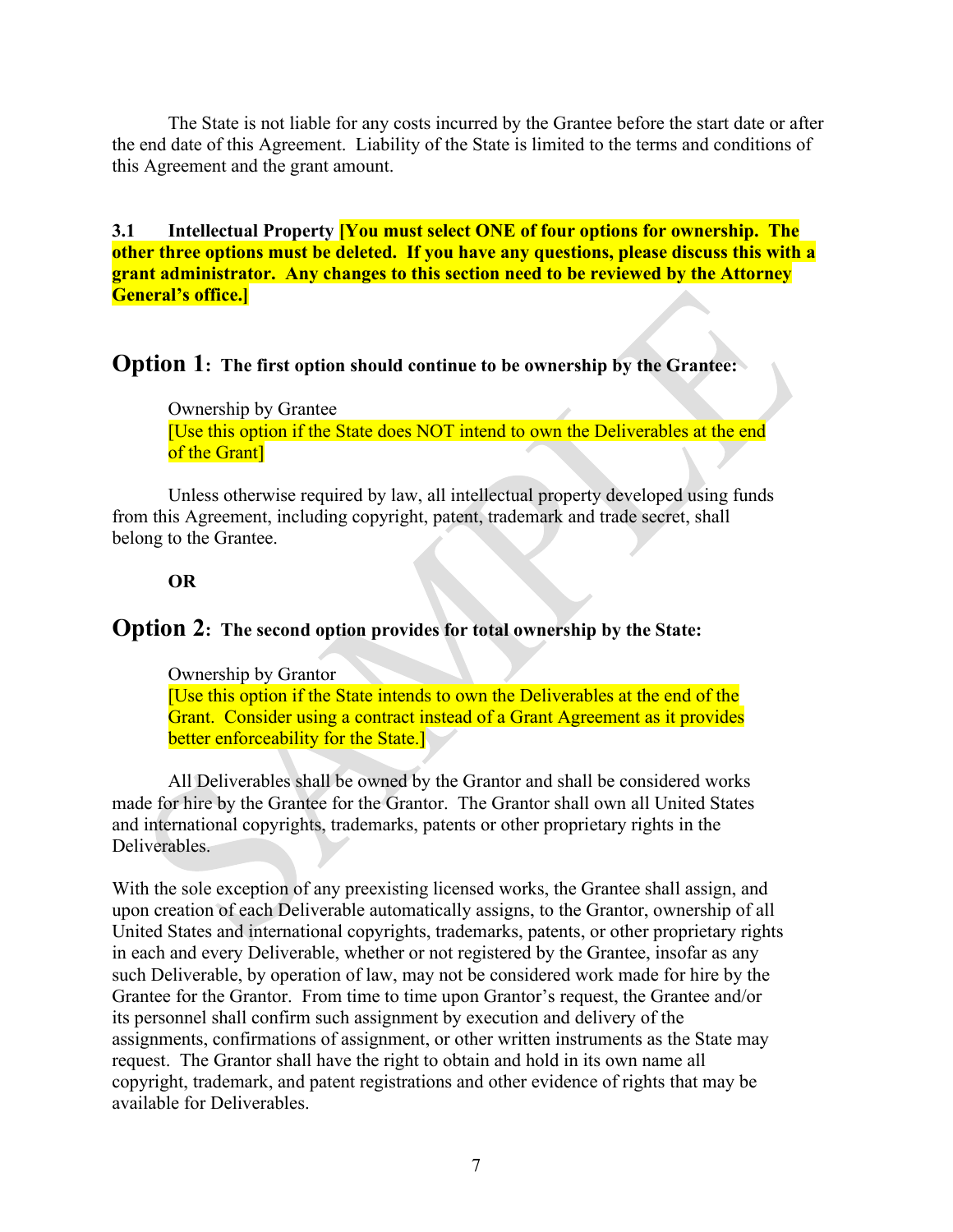The State is not liable for any costs incurred by the Grantee before the start date or after the end date of this Agreement. Liability of the State is limited to the terms and conditions of this Agreement and the grant amount.

**3.1 Intellectual Property [You must select ONE of four options for ownership. The other three options must be deleted. If you have any questions, please discuss this with a grant administrator. Any changes to this section need to be reviewed by the Attorney General's office.]**

## Option 1: The first option should continue to be ownership by the Grantee:

Ownership by Grantee
[Use this option if the State does NOT intend to own the Deliverables at the end of the Grant]

Unless otherwise required by law, all intellectual property developed using funds from this Agreement, including copyright, patent, trademark and trade secret, shall belong to the Grantee.

**OR**

## Option 2: The second option provides for total ownership by the State:

Ownership by Grantor
[Use this option if the State intends to own the Deliverables at the end of the Grant. Consider using a contract instead of a Grant Agreement as it provides better enforceability for the State.]

All Deliverables shall be owned by the Grantor and shall be considered works made for hire by the Grantee for the Grantor. The Grantor shall own all United States and international copyrights, trademarks, patents or other proprietary rights in the Deliverables.

With the sole exception of any preexisting licensed works, the Grantee shall assign, and upon creation of each Deliverable automatically assigns, to the Grantor, ownership of all United States and international copyrights, trademarks, patents, or other proprietary rights in each and every Deliverable, whether or not registered by the Grantee, insofar as any such Deliverable, by operation of law, may not be considered work made for hire by the Grantee for the Grantor. From time to time upon Grantor's request, the Grantee and/or its personnel shall confirm such assignment by execution and delivery of the assignments, confirmations of assignment, or other written instruments as the State may request. The Grantor shall have the right to obtain and hold in its own name all copyright, trademark, and patent registrations and other evidence of rights that may be available for Deliverables.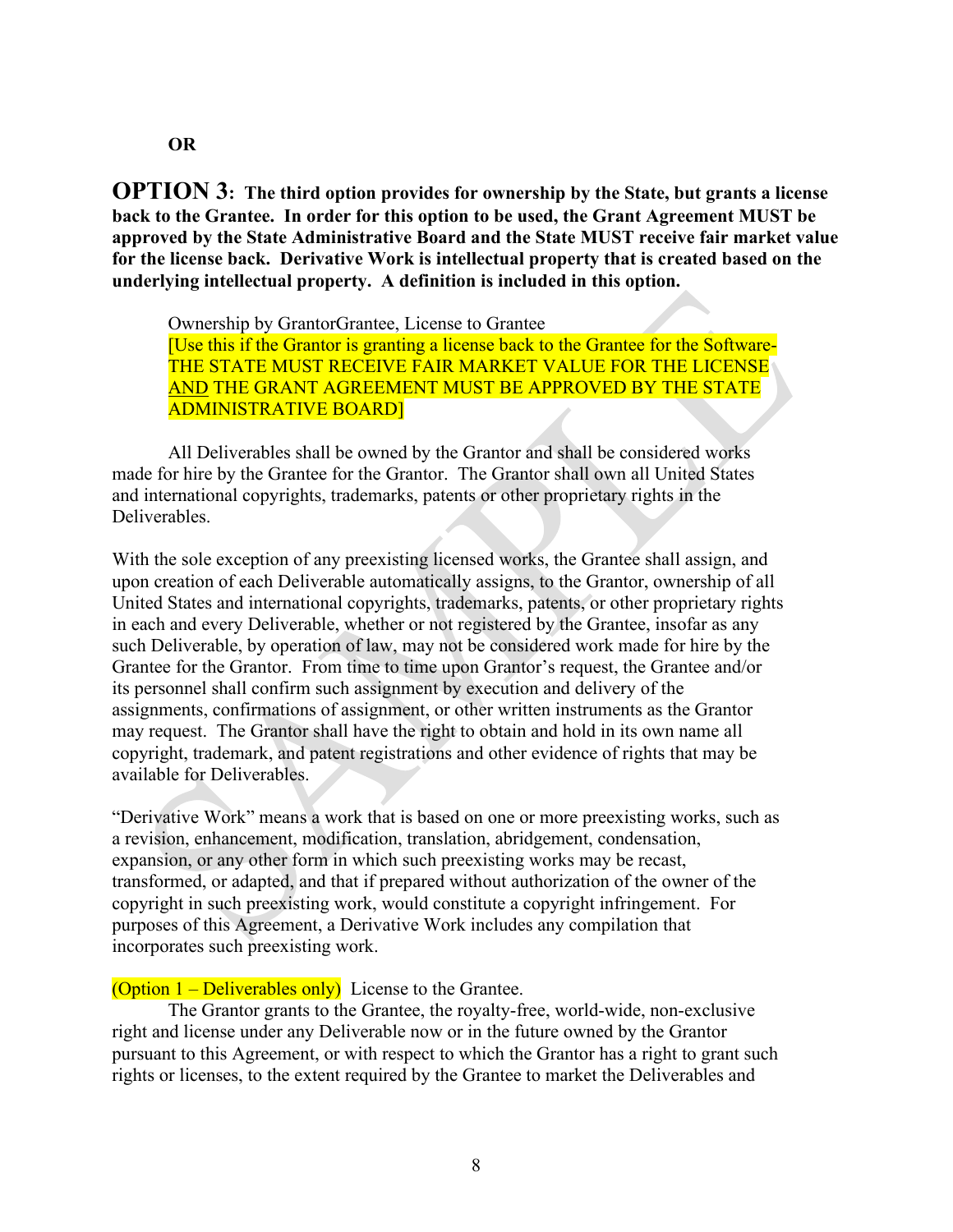**OR**

**OPTION 3: The third option provides for ownership by the State, but grants a license back to the Grantee. In order for this option to be used, the Grant Agreement MUST be approved by the State Administrative Board and the State MUST receive fair market value for the license back. Derivative Work is intellectual property that is created based on the underlying intellectual property. A definition is included in this option.**

Ownership by GrantorGrantee, License to Grantee
[Use this if the Grantor is granting a license back to the Grantee for the Software- THE STATE MUST RECEIVE FAIR MARKET VALUE FOR THE LICENSE AND THE GRANT AGREEMENT MUST BE APPROVED BY THE STATE ADMINISTRATIVE BOARD]

All Deliverables shall be owned by the Grantor and shall be considered works made for hire by the Grantee for the Grantor. The Grantor shall own all United States and international copyrights, trademarks, patents or other proprietary rights in the Deliverables.

With the sole exception of any preexisting licensed works, the Grantee shall assign, and upon creation of each Deliverable automatically assigns, to the Grantor, ownership of all United States and international copyrights, trademarks, patents, or other proprietary rights in each and every Deliverable, whether or not registered by the Grantee, insofar as any such Deliverable, by operation of law, may not be considered work made for hire by the Grantee for the Grantor. From time to time upon Grantor's request, the Grantee and/or its personnel shall confirm such assignment by execution and delivery of the assignments, confirmations of assignment, or other written instruments as the Grantor may request. The Grantor shall have the right to obtain and hold in its own name all copyright, trademark, and patent registrations and other evidence of rights that may be available for Deliverables.

"Derivative Work" means a work that is based on one or more preexisting works, such as a revision, enhancement, modification, translation, abridgement, condensation, expansion, or any other form in which such preexisting works may be recast, transformed, or adapted, and that if prepared without authorization of the owner of the copyright in such preexisting work, would constitute a copyright infringement. For purposes of this Agreement, a Derivative Work includes any compilation that incorporates such preexisting work.

(Option 1 – Deliverables only) License to the Grantee.

The Grantor grants to the Grantee, the royalty-free, world-wide, non-exclusive right and license under any Deliverable now or in the future owned by the Grantor pursuant to this Agreement, or with respect to which the Grantor has a right to grant such rights or licenses, to the extent required by the Grantee to market the Deliverables and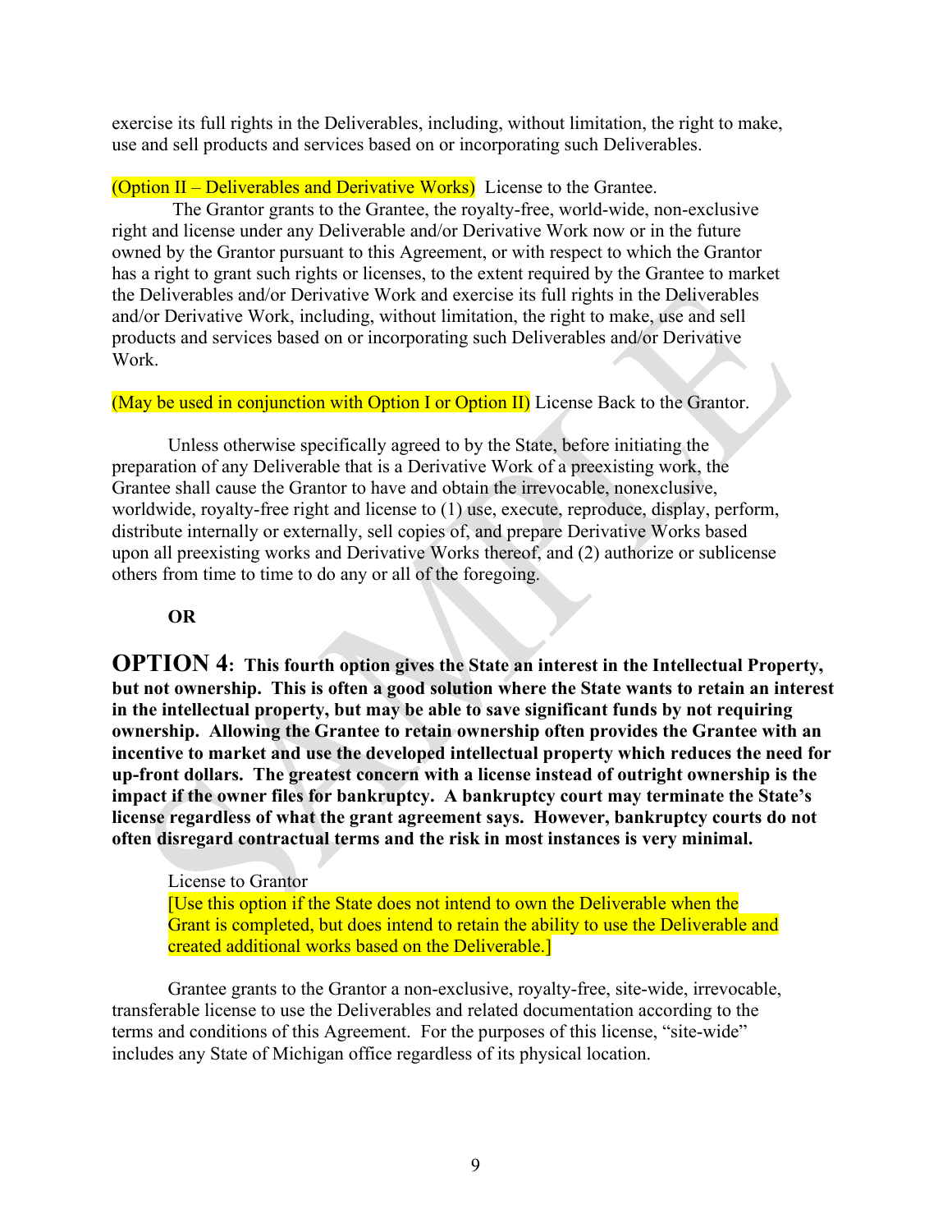exercise its full rights in the Deliverables, including, without limitation, the right to make, use and sell products and services based on or incorporating such Deliverables.

(Option II – Deliverables and Derivative Works) License to the Grantee.

The Grantor grants to the Grantee, the royalty-free, world-wide, non-exclusive right and license under any Deliverable and/or Derivative Work now or in the future owned by the Grantor pursuant to this Agreement, or with respect to which the Grantor has a right to grant such rights or licenses, to the extent required by the Grantee to market the Deliverables and/or Derivative Work and exercise its full rights in the Deliverables and/or Derivative Work, including, without limitation, the right to make, use and sell products and services based on or incorporating such Deliverables and/or Derivative Work.

(May be used in conjunction with Option I or Option II) License Back to the Grantor.

Unless otherwise specifically agreed to by the State, before initiating the preparation of any Deliverable that is a Derivative Work of a preexisting work, the Grantee shall cause the Grantor to have and obtain the irrevocable, nonexclusive, worldwide, royalty-free right and license to (1) use, execute, reproduce, display, perform, distribute internally or externally, sell copies of, and prepare Derivative Works based upon all preexisting works and Derivative Works thereof, and (2) authorize or sublicense others from time to time to do any or all of the foregoing.

**OR**

**OPTION 4: This fourth option gives the State an interest in the Intellectual Property, but not ownership. This is often a good solution where the State wants to retain an interest in the intellectual property, but may be able to save significant funds by not requiring ownership. Allowing the Grantee to retain ownership often provides the Grantee with an incentive to market and use the developed intellectual property which reduces the need for up-front dollars. The greatest concern with a license instead of outright ownership is the impact if the owner files for bankruptcy. A bankruptcy court may terminate the State's license regardless of what the grant agreement says. However, bankruptcy courts do not often disregard contractual terms and the risk in most instances is very minimal.**

License to Grantor
[Use this option if the State does not intend to own the Deliverable when the Grant is completed, but does intend to retain the ability to use the Deliverable and created additional works based on the Deliverable.]

Grantee grants to the Grantor a non-exclusive, royalty-free, site-wide, irrevocable, transferable license to use the Deliverables and related documentation according to the terms and conditions of this Agreement. For the purposes of this license, "site-wide" includes any State of Michigan office regardless of its physical location.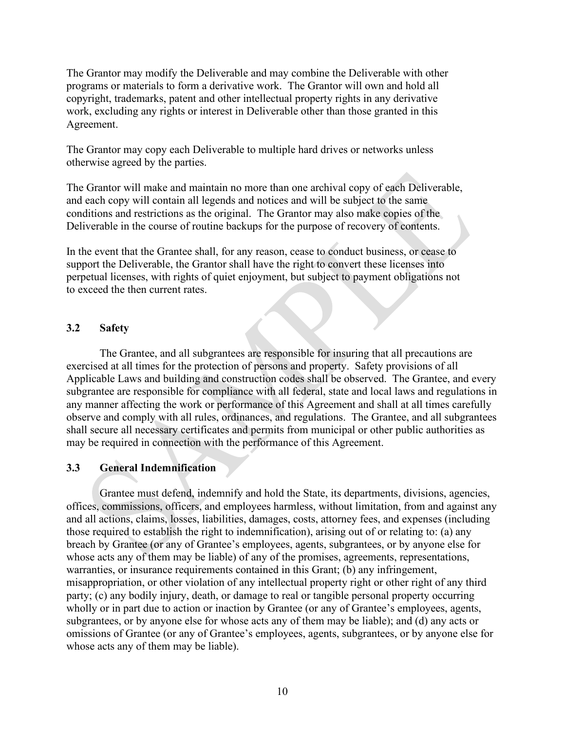The Grantor may modify the Deliverable and may combine the Deliverable with other programs or materials to form a derivative work. The Grantor will own and hold all copyright, trademarks, patent and other intellectual property rights in any derivative work, excluding any rights or interest in Deliverable other than those granted in this Agreement.

The Grantor may copy each Deliverable to multiple hard drives or networks unless otherwise agreed by the parties.

The Grantor will make and maintain no more than one archival copy of each Deliverable, and each copy will contain all legends and notices and will be subject to the same conditions and restrictions as the original. The Grantor may also make copies of the Deliverable in the course of routine backups for the purpose of recovery of contents.

In the event that the Grantee shall, for any reason, cease to conduct business, or cease to support the Deliverable, the Grantor shall have the right to convert these licenses into perpetual licenses, with rights of quiet enjoyment, but subject to payment obligations not to exceed the then current rates.

### 3.2 Safety

The Grantee, and all subgrantees are responsible for insuring that all precautions are exercised at all times for the protection of persons and property. Safety provisions of all Applicable Laws and building and construction codes shall be observed. The Grantee, and every subgrantee are responsible for compliance with all federal, state and local laws and regulations in any manner affecting the work or performance of this Agreement and shall at all times carefully observe and comply with all rules, ordinances, and regulations. The Grantee, and all subgrantees shall secure all necessary certificates and permits from municipal or other public authorities as may be required in connection with the performance of this Agreement.

### 3.3 General Indemnification

Grantee must defend, indemnify and hold the State, its departments, divisions, agencies, offices, commissions, officers, and employees harmless, without limitation, from and against any and all actions, claims, losses, liabilities, damages, costs, attorney fees, and expenses (including those required to establish the right to indemnification), arising out of or relating to: (a) any breach by Grantee (or any of Grantee's employees, agents, subgrantees, or by anyone else for whose acts any of them may be liable) of any of the promises, agreements, representations, warranties, or insurance requirements contained in this Grant; (b) any infringement, misappropriation, or other violation of any intellectual property right or other right of any third party; (c) any bodily injury, death, or damage to real or tangible personal property occurring wholly or in part due to action or inaction by Grantee (or any of Grantee's employees, agents, subgrantees, or by anyone else for whose acts any of them may be liable); and (d) any acts or omissions of Grantee (or any of Grantee's employees, agents, subgrantees, or by anyone else for whose acts any of them may be liable).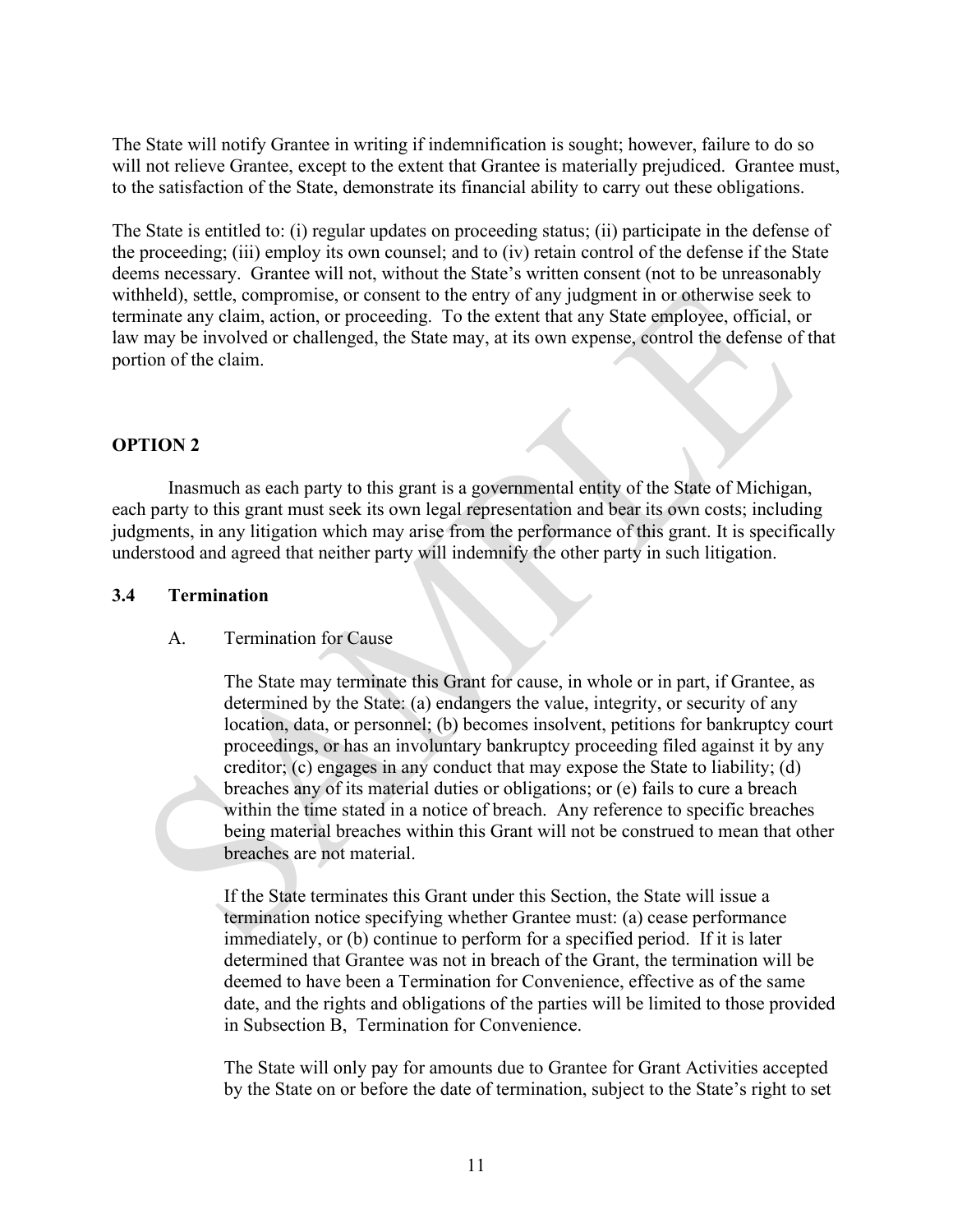The State will notify Grantee in writing if indemnification is sought; however, failure to do so will not relieve Grantee, except to the extent that Grantee is materially prejudiced. Grantee must, to the satisfaction of the State, demonstrate its financial ability to carry out these obligations.

The State is entitled to: (i) regular updates on proceeding status; (ii) participate in the defense of the proceeding; (iii) employ its own counsel; and to (iv) retain control of the defense if the State deems necessary. Grantee will not, without the State's written consent (not to be unreasonably withheld), settle, compromise, or consent to the entry of any judgment in or otherwise seek to terminate any claim, action, or proceeding. To the extent that any State employee, official, or law may be involved or challenged, the State may, at its own expense, control the defense of that portion of the claim.

**OPTION 2**

Inasmuch as each party to this grant is a governmental entity of the State of Michigan, each party to this grant must seek its own legal representation and bear its own costs; including judgments, in any litigation which may arise from the performance of this grant. It is specifically understood and agreed that neither party will indemnify the other party in such litigation.

### 3.4 Termination

A. Termination for Cause

The State may terminate this Grant for cause, in whole or in part, if Grantee, as determined by the State: (a) endangers the value, integrity, or security of any location, data, or personnel; (b) becomes insolvent, petitions for bankruptcy court proceedings, or has an involuntary bankruptcy proceeding filed against it by any creditor; (c) engages in any conduct that may expose the State to liability; (d) breaches any of its material duties or obligations; or (e) fails to cure a breach within the time stated in a notice of breach. Any reference to specific breaches being material breaches within this Grant will not be construed to mean that other breaches are not material.

If the State terminates this Grant under this Section, the State will issue a termination notice specifying whether Grantee must: (a) cease performance immediately, or (b) continue to perform for a specified period. If it is later determined that Grantee was not in breach of the Grant, the termination will be deemed to have been a Termination for Convenience, effective as of the same date, and the rights and obligations of the parties will be limited to those provided in Subsection B, Termination for Convenience.

The State will only pay for amounts due to Grantee for Grant Activities accepted by the State on or before the date of termination, subject to the State's right to set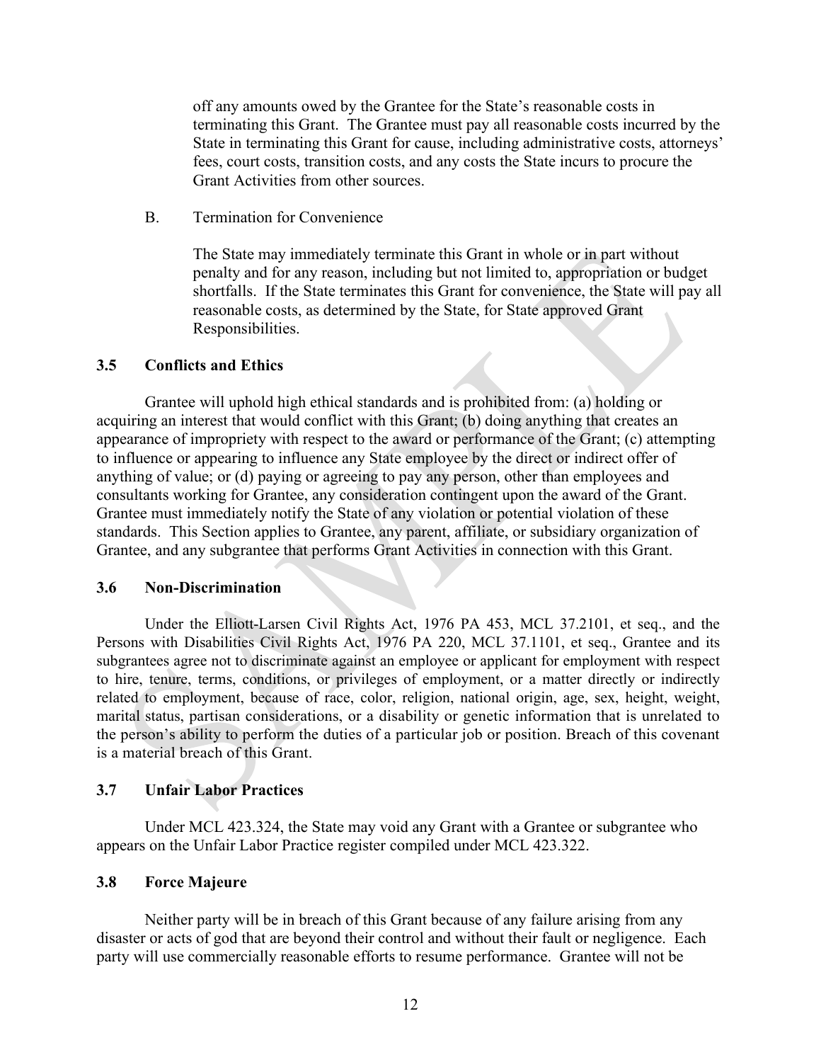off any amounts owed by the Grantee for the State's reasonable costs in terminating this Grant. The Grantee must pay all reasonable costs incurred by the State in terminating this Grant for cause, including administrative costs, attorneys' fees, court costs, transition costs, and any costs the State incurs to procure the Grant Activities from other sources.

B. Termination for Convenience

The State may immediately terminate this Grant in whole or in part without penalty and for any reason, including but not limited to, appropriation or budget shortfalls. If the State terminates this Grant for convenience, the State will pay all reasonable costs, as determined by the State, for State approved Grant Responsibilities.

### 3.5 Conflicts and Ethics

Grantee will uphold high ethical standards and is prohibited from: (a) holding or acquiring an interest that would conflict with this Grant; (b) doing anything that creates an appearance of impropriety with respect to the award or performance of the Grant; (c) attempting to influence or appearing to influence any State employee by the direct or indirect offer of anything of value; or (d) paying or agreeing to pay any person, other than employees and consultants working for Grantee, any consideration contingent upon the award of the Grant. Grantee must immediately notify the State of any violation or potential violation of these standards. This Section applies to Grantee, any parent, affiliate, or subsidiary organization of Grantee, and any subgrantee that performs Grant Activities in connection with this Grant.

### 3.6 Non-Discrimination

Under the Elliott-Larsen Civil Rights Act, 1976 PA 453, MCL 37.2101, et seq., and the Persons with Disabilities Civil Rights Act, 1976 PA 220, MCL 37.1101, et seq., Grantee and its subgrantees agree not to discriminate against an employee or applicant for employment with respect to hire, tenure, terms, conditions, or privileges of employment, or a matter directly or indirectly related to employment, because of race, color, religion, national origin, age, sex, height, weight, marital status, partisan considerations, or a disability or genetic information that is unrelated to the person's ability to perform the duties of a particular job or position. Breach of this covenant is a material breach of this Grant.

### 3.7 Unfair Labor Practices

Under MCL 423.324, the State may void any Grant with a Grantee or subgrantee who appears on the Unfair Labor Practice register compiled under MCL 423.322.

### 3.8 Force Majeure

Neither party will be in breach of this Grant because of any failure arising from any disaster or acts of god that are beyond their control and without their fault or negligence. Each party will use commercially reasonable efforts to resume performance. Grantee will not be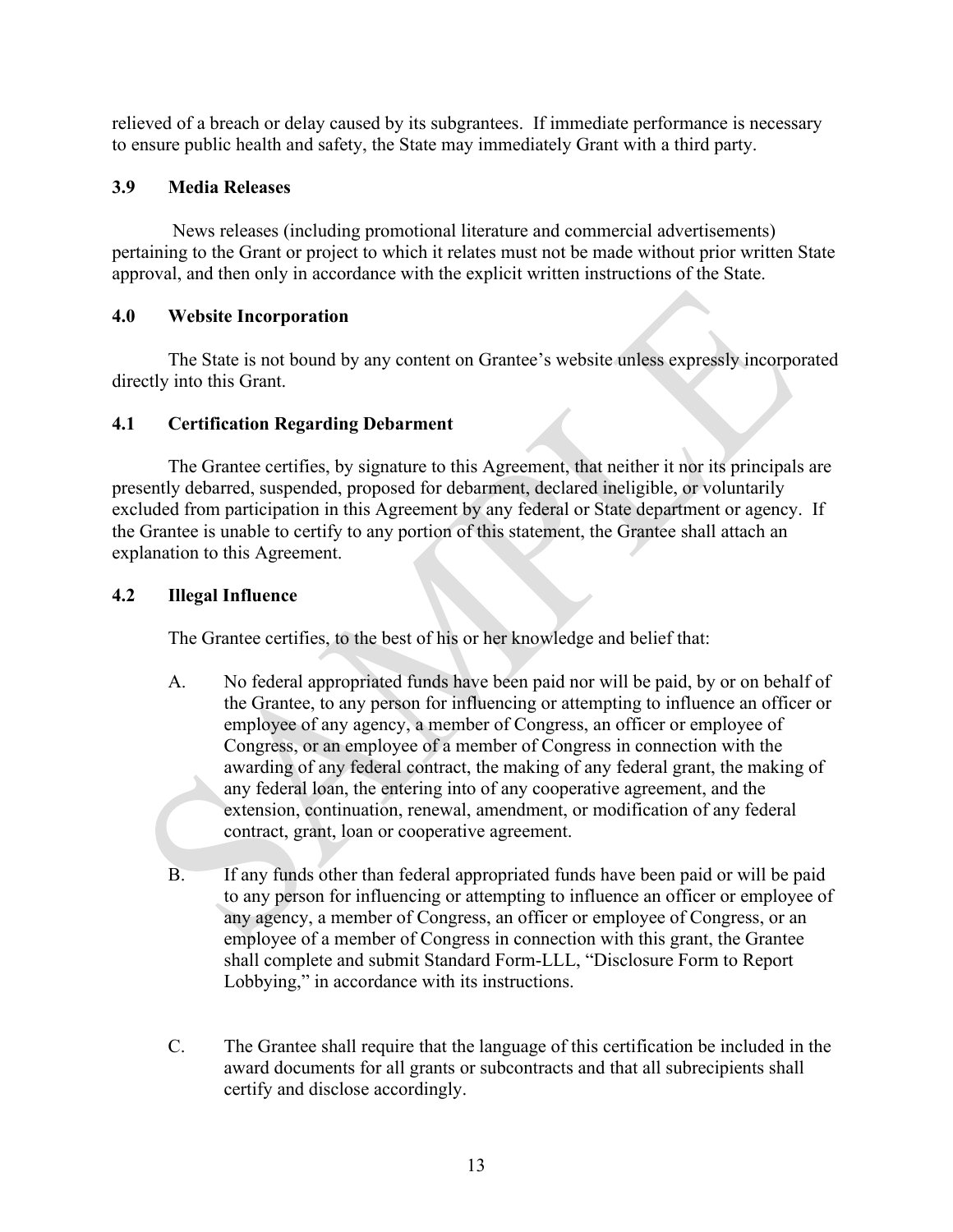relieved of a breach or delay caused by its subgrantees. If immediate performance is necessary to ensure public health and safety, the State may immediately Grant with a third party.

### 3.9 Media Releases

News releases (including promotional literature and commercial advertisements) pertaining to the Grant or project to which it relates must not be made without prior written State approval, and then only in accordance with the explicit written instructions of the State.

### 4.0 Website Incorporation

The State is not bound by any content on Grantee's website unless expressly incorporated directly into this Grant.

### 4.1 Certification Regarding Debarment

The Grantee certifies, by signature to this Agreement, that neither it nor its principals are presently debarred, suspended, proposed for debarment, declared ineligible, or voluntarily excluded from participation in this Agreement by any federal or State department or agency. If the Grantee is unable to certify to any portion of this statement, the Grantee shall attach an explanation to this Agreement.

### 4.2 Illegal Influence

The Grantee certifies, to the best of his or her knowledge and belief that:

A. No federal appropriated funds have been paid nor will be paid, by or on behalf of the Grantee, to any person for influencing or attempting to influence an officer or employee of any agency, a member of Congress, an officer or employee of Congress, or an employee of a member of Congress in connection with the awarding of any federal contract, the making of any federal grant, the making of any federal loan, the entering into of any cooperative agreement, and the extension, continuation, renewal, amendment, or modification of any federal contract, grant, loan or cooperative agreement.

B. If any funds other than federal appropriated funds have been paid or will be paid to any person for influencing or attempting to influence an officer or employee of any agency, a member of Congress, an officer or employee of Congress, or an employee of a member of Congress in connection with this grant, the Grantee shall complete and submit Standard Form-LLL, "Disclosure Form to Report Lobbying," in accordance with its instructions.

C. The Grantee shall require that the language of this certification be included in the award documents for all grants or subcontracts and that all subrecipients shall certify and disclose accordingly.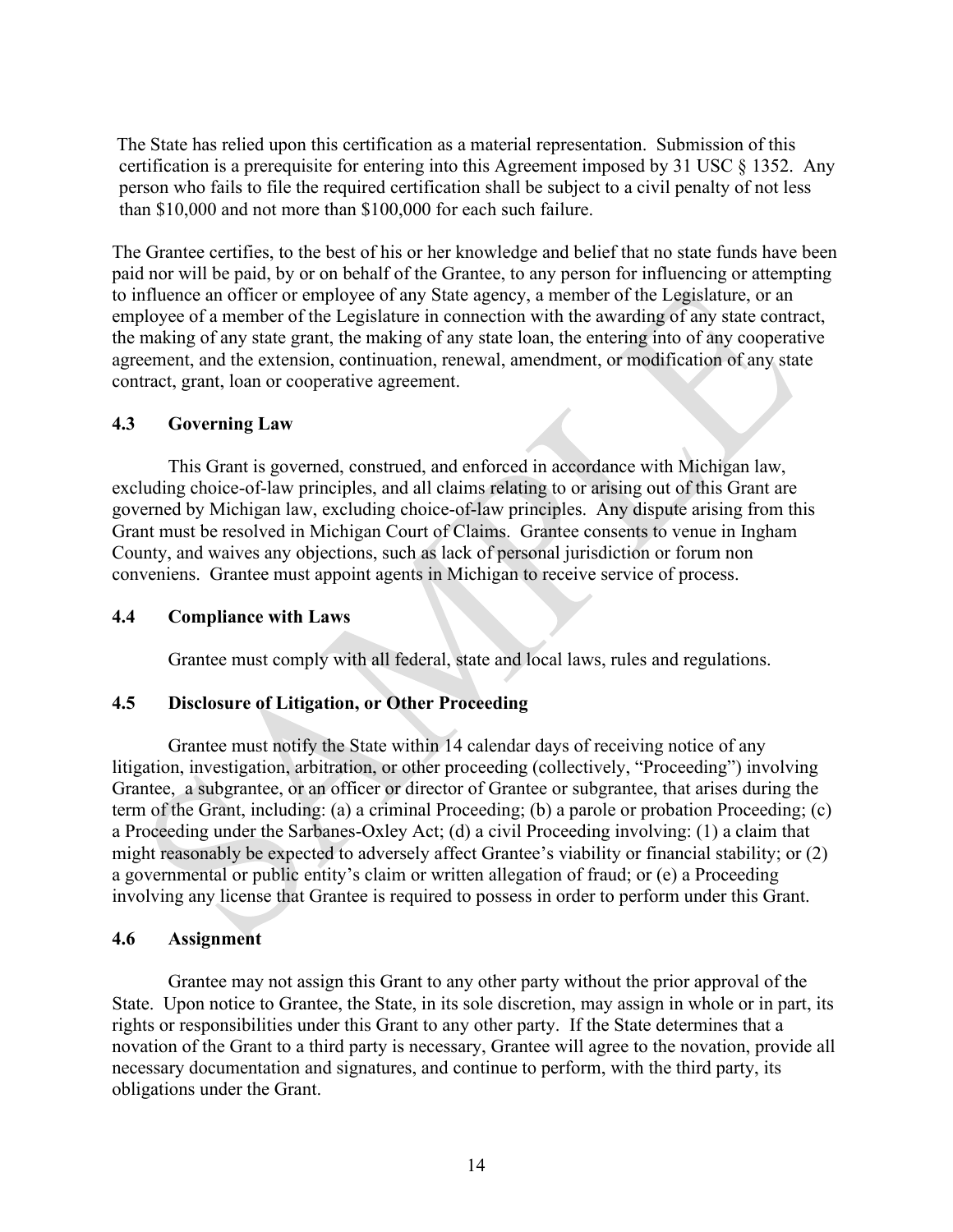The State has relied upon this certification as a material representation. Submission of this certification is a prerequisite for entering into this Agreement imposed by 31 USC § 1352. Any person who fails to file the required certification shall be subject to a civil penalty of not less than $10,000 and not more than $100,000 for each such failure.

The Grantee certifies, to the best of his or her knowledge and belief that no state funds have been paid nor will be paid, by or on behalf of the Grantee, to any person for influencing or attempting to influence an officer or employee of any State agency, a member of the Legislature, or an employee of a member of the Legislature in connection with the awarding of any state contract, the making of any state grant, the making of any state loan, the entering into of any cooperative agreement, and the extension, continuation, renewal, amendment, or modification of any state contract, grant, loan or cooperative agreement.

### 4.3 Governing Law

This Grant is governed, construed, and enforced in accordance with Michigan law, excluding choice-of-law principles, and all claims relating to or arising out of this Grant are governed by Michigan law, excluding choice-of-law principles. Any dispute arising from this Grant must be resolved in Michigan Court of Claims. Grantee consents to venue in Ingham County, and waives any objections, such as lack of personal jurisdiction or forum non conveniens. Grantee must appoint agents in Michigan to receive service of process.

### 4.4 Compliance with Laws

Grantee must comply with all federal, state and local laws, rules and regulations.

### 4.5 Disclosure of Litigation, or Other Proceeding

Grantee must notify the State within 14 calendar days of receiving notice of any litigation, investigation, arbitration, or other proceeding (collectively, "Proceeding") involving Grantee, a subgrantee, or an officer or director of Grantee or subgrantee, that arises during the term of the Grant, including: (a) a criminal Proceeding; (b) a parole or probation Proceeding; (c) a Proceeding under the Sarbanes-Oxley Act; (d) a civil Proceeding involving: (1) a claim that might reasonably be expected to adversely affect Grantee's viability or financial stability; or (2) a governmental or public entity's claim or written allegation of fraud; or (e) a Proceeding involving any license that Grantee is required to possess in order to perform under this Grant.

### 4.6 Assignment

Grantee may not assign this Grant to any other party without the prior approval of the State. Upon notice to Grantee, the State, in its sole discretion, may assign in whole or in part, its rights or responsibilities under this Grant to any other party. If the State determines that a novation of the Grant to a third party is necessary, Grantee will agree to the novation, provide all necessary documentation and signatures, and continue to perform, with the third party, its obligations under the Grant.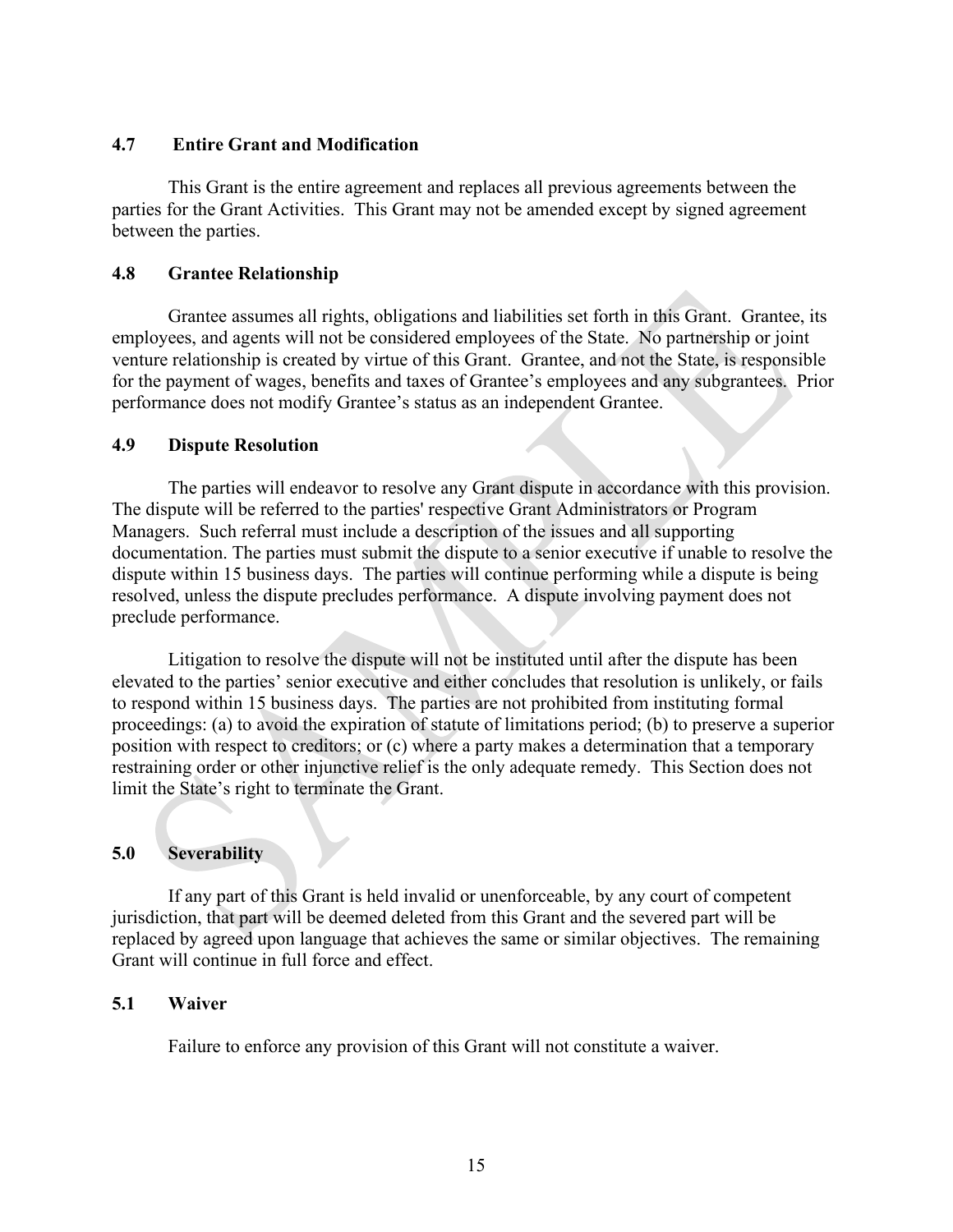### 4.7 Entire Grant and Modification

This Grant is the entire agreement and replaces all previous agreements between the parties for the Grant Activities. This Grant may not be amended except by signed agreement between the parties.

### 4.8 Grantee Relationship

Grantee assumes all rights, obligations and liabilities set forth in this Grant. Grantee, its employees, and agents will not be considered employees of the State. No partnership or joint venture relationship is created by virtue of this Grant. Grantee, and not the State, is responsible for the payment of wages, benefits and taxes of Grantee's employees and any subgrantees. Prior performance does not modify Grantee's status as an independent Grantee.

### 4.9 Dispute Resolution

The parties will endeavor to resolve any Grant dispute in accordance with this provision. The dispute will be referred to the parties' respective Grant Administrators or Program Managers. Such referral must include a description of the issues and all supporting documentation. The parties must submit the dispute to a senior executive if unable to resolve the dispute within 15 business days. The parties will continue performing while a dispute is being resolved, unless the dispute precludes performance. A dispute involving payment does not preclude performance.

Litigation to resolve the dispute will not be instituted until after the dispute has been elevated to the parties' senior executive and either concludes that resolution is unlikely, or fails to respond within 15 business days. The parties are not prohibited from instituting formal proceedings: (a) to avoid the expiration of statute of limitations period; (b) to preserve a superior position with respect to creditors; or (c) where a party makes a determination that a temporary restraining order or other injunctive relief is the only adequate remedy. This Section does not limit the State's right to terminate the Grant.

### 5.0 Severability

If any part of this Grant is held invalid or unenforceable, by any court of competent jurisdiction, that part will be deemed deleted from this Grant and the severed part will be replaced by agreed upon language that achieves the same or similar objectives. The remaining Grant will continue in full force and effect.

### 5.1 Waiver

Failure to enforce any provision of this Grant will not constitute a waiver.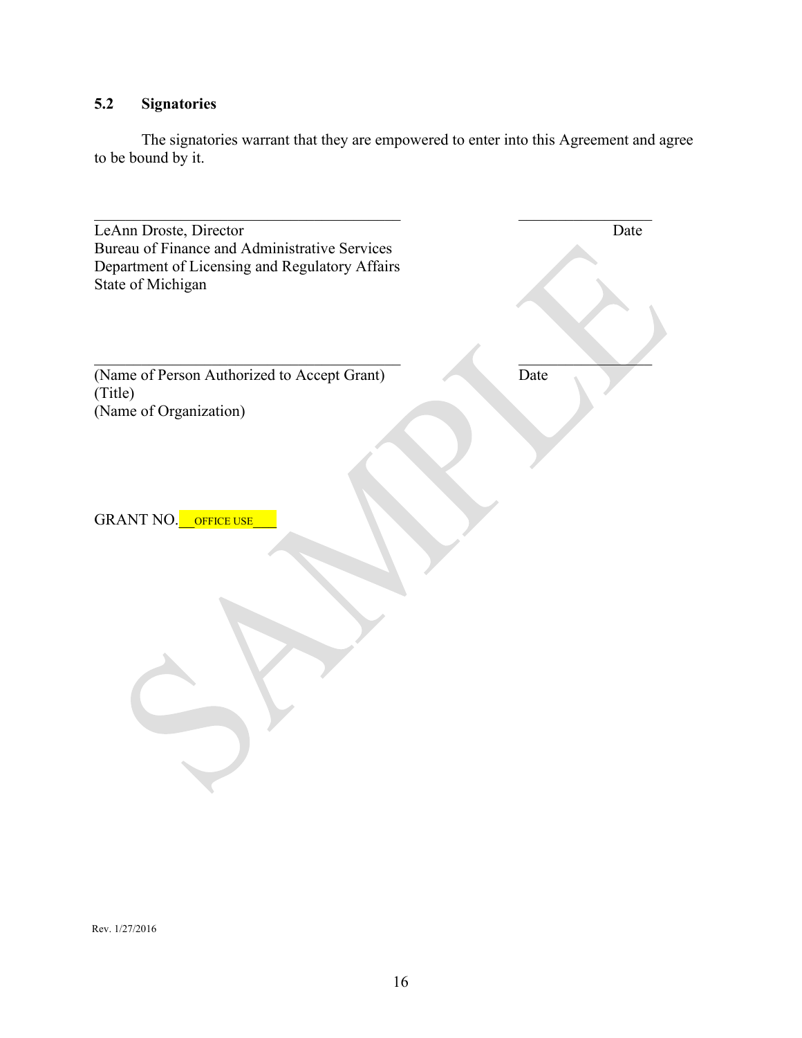## 5.2 Signatories

The signatories warrant that they are empowered to enter into this Agreement and agree to be bound by it.

\_\_\_\_\_\_\_\_\_\_\_\_\_\_\_\_\_\_\_\_\_\_\_\_\_\_\_\_\_\_\_\_\_\_\_\_\_\_\_\_ \_\_\_\_\_\_\_\_\_\_\_\_\_\_\_\_\_\_

LeAnn Droste, Director Date
Bureau of Finance and Administrative Services
Department of Licensing and Regulatory Affairs
State of Michigan

\_\_\_\_\_\_\_\_\_\_\_\_\_\_\_\_\_\_\_\_\_\_\_\_\_\_\_\_\_\_\_\_\_\_\_\_\_\_\_\_ \_\_\_\_\_\_\_\_\_\_\_\_\_\_\_\_\_\_

(Name of Person Authorized to Accept Grant) Date
(Title)
(Name of Organization)

GRANT NO.\_\_OFFICE USE\_\_\_\_

SAMPLE

Rev. 1/27/2016